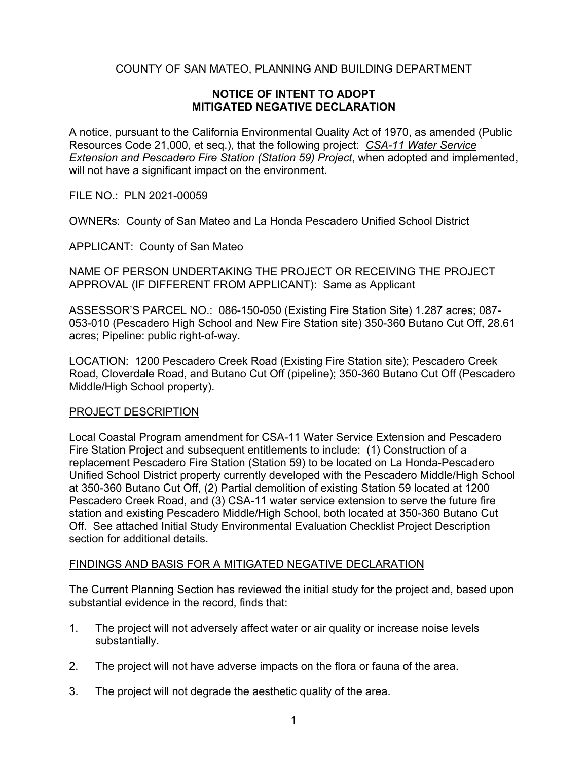COUNTY OF SAN MATEO, PLANNING AND BUILDING DEPARTMENT

# NOTICE OF INTENT TO ADOPT MITIGATED NEGATIVE DECLARATION

A notice, pursuant to the California Environmental Quality Act of 1970, as amended (Public Resources Code 21,000, et seq.), that the following project: *CSA-11 Water Service Extension and Pescadero Fire Station (Station 59) Project*, when adopted and implemented, will not have a significant impact on the environment.

FILE NO.: PLN 2021-00059

OWNERs: County of San Mateo and La Honda Pescadero Unified School District

APPLICANT: County of San Mateo

NAME OF PERSON UNDERTAKING THE PROJECT OR RECEIVING THE PROJECT APPROVAL (IF DIFFERENT FROM APPLICANT): Same as Applicant

ASSESSOR'S PARCEL NO.: 086-150-050 (Existing Fire Station Site) 1.287 acres; 087-053-010 (Pescadero High School and New Fire Station site) 350-360 Butano Cut Off, 28.61 acres; Pipeline: public right-of-way.

LOCATION: 1200 Pescadero Creek Road (Existing Fire Station site); Pescadero Creek Road, Cloverdale Road, and Butano Cut Off (pipeline); 350-360 Butano Cut Off (Pescadero Middle/High School property).

## PROJECT DESCRIPTION

Local Coastal Program amendment for CSA-11 Water Service Extension and Pescadero Fire Station Project and subsequent entitlements to include: (1) Construction of a replacement Pescadero Fire Station (Station 59) to be located on La Honda-Pescadero Unified School District property currently developed with the Pescadero Middle/High School at 350-360 Butano Cut Off, (2) Partial demolition of existing Station 59 located at 1200 Pescadero Creek Road, and (3) CSA-11 water service extension to serve the future fire station and existing Pescadero Middle/High School, both located at 350-360 Butano Cut Off. See attached Initial Study Environmental Evaluation Checklist Project Description section for additional details.

## FINDINGS AND BASIS FOR A MITIGATED NEGATIVE DECLARATION

The Current Planning Section has reviewed the initial study for the project and, based upon substantial evidence in the record, finds that:

1. The project will not adversely affect water or air quality or increase noise levels substantially.
2. The project will not have adverse impacts on the flora or fauna of the area.
3. The project will not degrade the aesthetic quality of the area.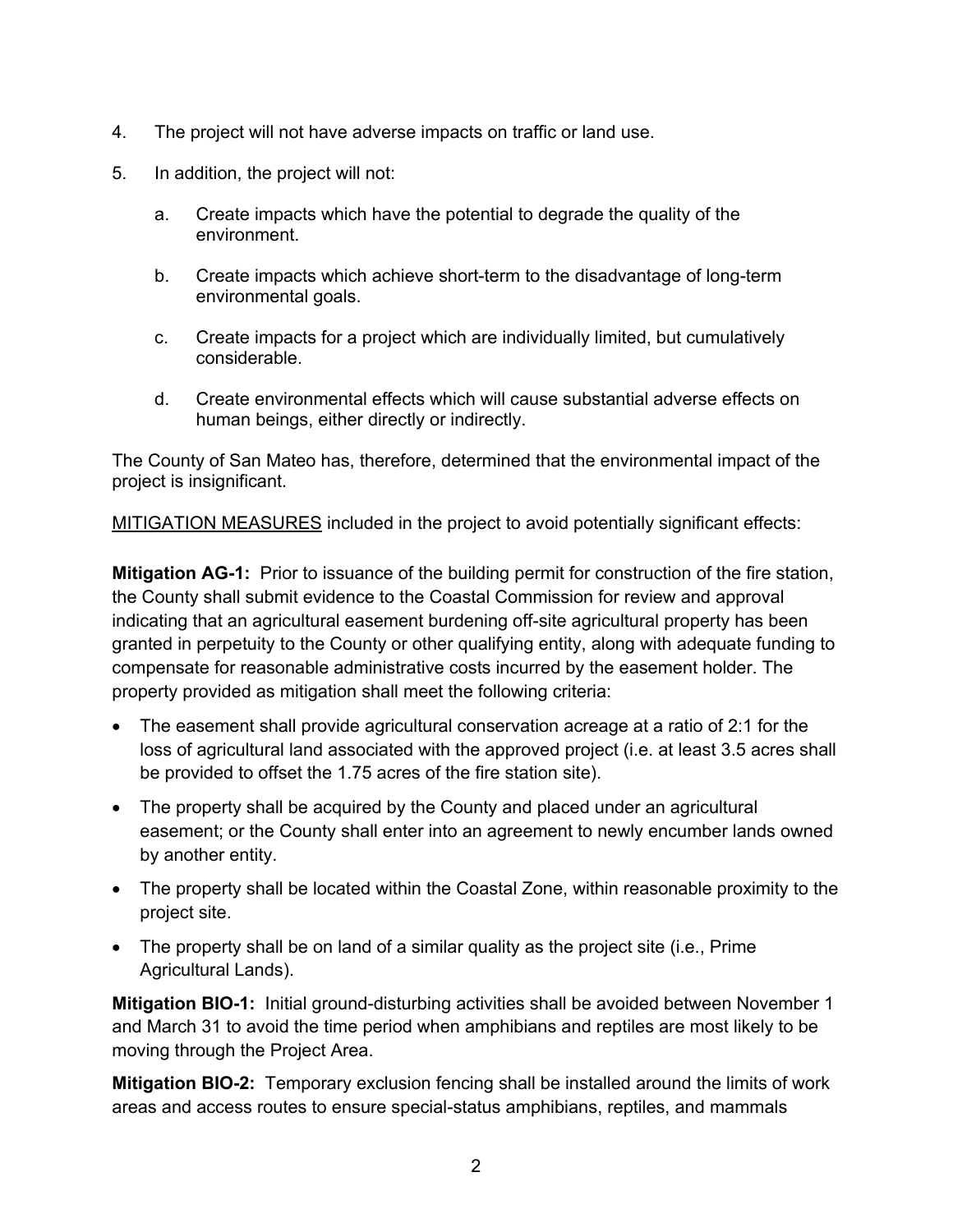4. The project will not have adverse impacts on traffic or land use.

5. In addition, the project will not:

   a. Create impacts which have the potential to degrade the quality of the environment.

   b. Create impacts which achieve short-term to the disadvantage of long-term environmental goals.

   c. Create impacts for a project which are individually limited, but cumulatively considerable.

   d. Create environmental effects which will cause substantial adverse effects on human beings, either directly or indirectly.

The County of San Mateo has, therefore, determined that the environmental impact of the project is insignificant.

<u>MITIGATION MEASURES</u> included in the project to avoid potentially significant effects:

**Mitigation AG-1:** Prior to issuance of the building permit for construction of the fire station, the County shall submit evidence to the Coastal Commission for review and approval indicating that an agricultural easement burdening off-site agricultural property has been granted in perpetuity to the County or other qualifying entity, along with adequate funding to compensate for reasonable administrative costs incurred by the easement holder. The property provided as mitigation shall meet the following criteria:

- The easement shall provide agricultural conservation acreage at a ratio of 2:1 for the loss of agricultural land associated with the approved project (i.e. at least 3.5 acres shall be provided to offset the 1.75 acres of the fire station site).
- The property shall be acquired by the County and placed under an agricultural easement; or the County shall enter into an agreement to newly encumber lands owned by another entity.
- The property shall be located within the Coastal Zone, within reasonable proximity to the project site.
- The property shall be on land of a similar quality as the project site (i.e., Prime Agricultural Lands).

**Mitigation BIO-1:** Initial ground-disturbing activities shall be avoided between November 1 and March 31 to avoid the time period when amphibians and reptiles are most likely to be moving through the Project Area.

**Mitigation BIO-2:** Temporary exclusion fencing shall be installed around the limits of work areas and access routes to ensure special-status amphibians, reptiles, and mammals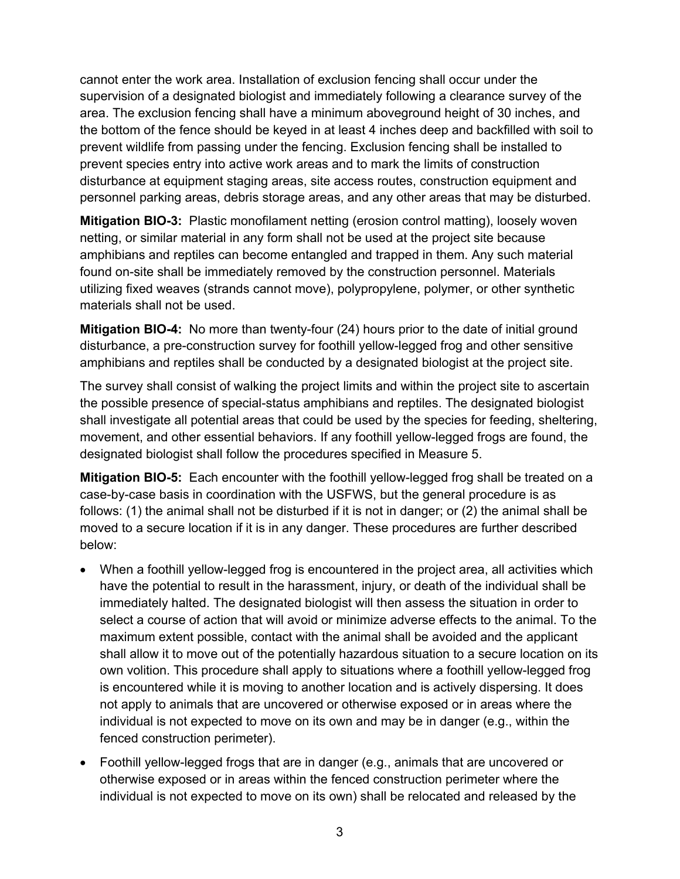cannot enter the work area. Installation of exclusion fencing shall occur under the supervision of a designated biologist and immediately following a clearance survey of the area. The exclusion fencing shall have a minimum aboveground height of 30 inches, and the bottom of the fence should be keyed in at least 4 inches deep and backfilled with soil to prevent wildlife from passing under the fencing. Exclusion fencing shall be installed to prevent species entry into active work areas and to mark the limits of construction disturbance at equipment staging areas, site access routes, construction equipment and personnel parking areas, debris storage areas, and any other areas that may be disturbed.

**Mitigation BIO-3:** Plastic monofilament netting (erosion control matting), loosely woven netting, or similar material in any form shall not be used at the project site because amphibians and reptiles can become entangled and trapped in them. Any such material found on-site shall be immediately removed by the construction personnel. Materials utilizing fixed weaves (strands cannot move), polypropylene, polymer, or other synthetic materials shall not be used.

**Mitigation BIO-4:** No more than twenty-four (24) hours prior to the date of initial ground disturbance, a pre-construction survey for foothill yellow-legged frog and other sensitive amphibians and reptiles shall be conducted by a designated biologist at the project site.

The survey shall consist of walking the project limits and within the project site to ascertain the possible presence of special-status amphibians and reptiles. The designated biologist shall investigate all potential areas that could be used by the species for feeding, sheltering, movement, and other essential behaviors. If any foothill yellow-legged frogs are found, the designated biologist shall follow the procedures specified in Measure 5.

**Mitigation BIO-5:** Each encounter with the foothill yellow-legged frog shall be treated on a case-by-case basis in coordination with the USFWS, but the general procedure is as follows: (1) the animal shall not be disturbed if it is not in danger; or (2) the animal shall be moved to a secure location if it is in any danger. These procedures are further described below:

- When a foothill yellow-legged frog is encountered in the project area, all activities which have the potential to result in the harassment, injury, or death of the individual shall be immediately halted. The designated biologist will then assess the situation in order to select a course of action that will avoid or minimize adverse effects to the animal. To the maximum extent possible, contact with the animal shall be avoided and the applicant shall allow it to move out of the potentially hazardous situation to a secure location on its own volition. This procedure shall apply to situations where a foothill yellow-legged frog is encountered while it is moving to another location and is actively dispersing. It does not apply to animals that are uncovered or otherwise exposed or in areas where the individual is not expected to move on its own and may be in danger (e.g., within the fenced construction perimeter).
- Foothill yellow-legged frogs that are in danger (e.g., animals that are uncovered or otherwise exposed or in areas within the fenced construction perimeter where the individual is not expected to move on its own) shall be relocated and released by the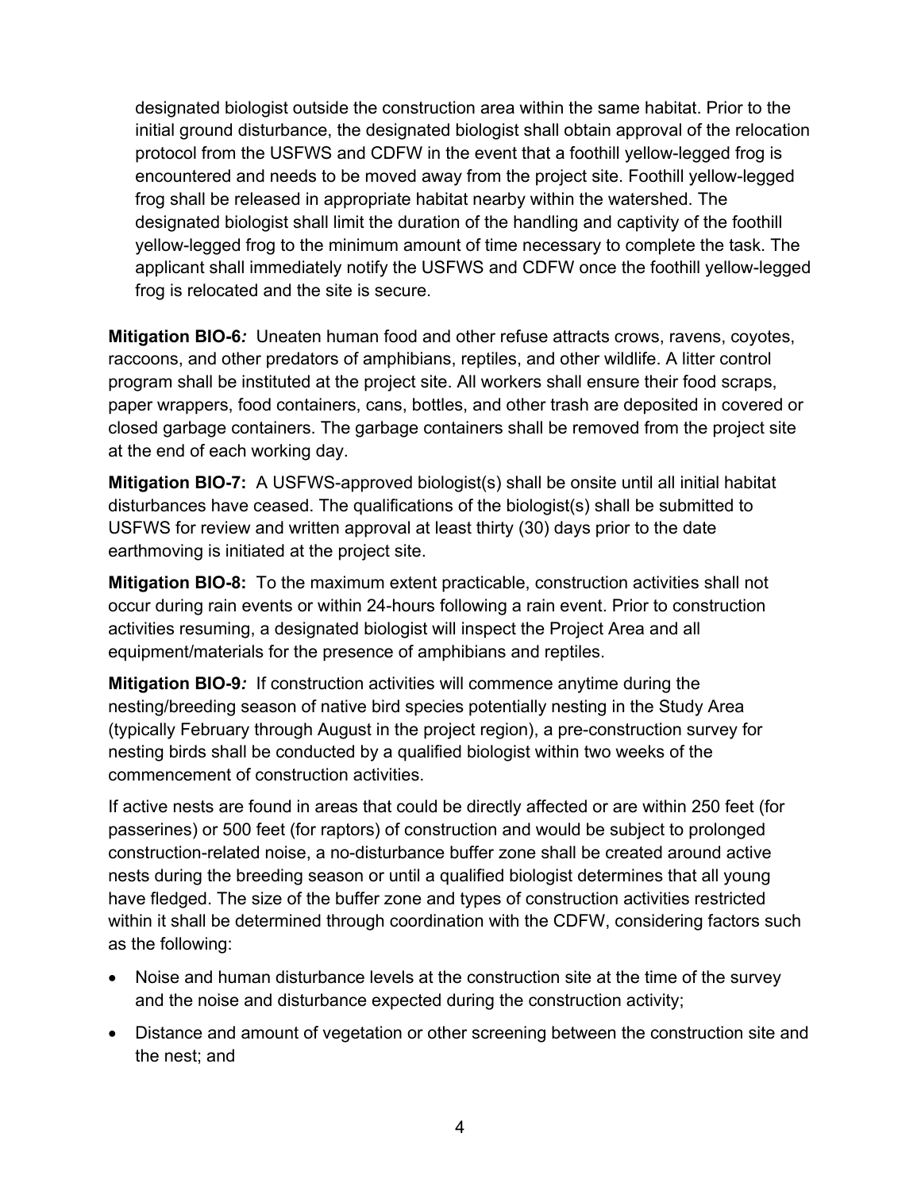designated biologist outside the construction area within the same habitat. Prior to the initial ground disturbance, the designated biologist shall obtain approval of the relocation protocol from the USFWS and CDFW in the event that a foothill yellow-legged frog is encountered and needs to be moved away from the project site. Foothill yellow-legged frog shall be released in appropriate habitat nearby within the watershed. The designated biologist shall limit the duration of the handling and captivity of the foothill yellow-legged frog to the minimum amount of time necessary to complete the task. The applicant shall immediately notify the USFWS and CDFW once the foothill yellow-legged frog is relocated and the site is secure.

**Mitigation BIO-6*:*** Uneaten human food and other refuse attracts crows, ravens, coyotes, raccoons, and other predators of amphibians, reptiles, and other wildlife. A litter control program shall be instituted at the project site. All workers shall ensure their food scraps, paper wrappers, food containers, cans, bottles, and other trash are deposited in covered or closed garbage containers. The garbage containers shall be removed from the project site at the end of each working day.

**Mitigation BIO-7:** A USFWS-approved biologist(s) shall be onsite until all initial habitat disturbances have ceased. The qualifications of the biologist(s) shall be submitted to USFWS for review and written approval at least thirty (30) days prior to the date earthmoving is initiated at the project site.

**Mitigation BIO-8:** To the maximum extent practicable, construction activities shall not occur during rain events or within 24-hours following a rain event. Prior to construction activities resuming, a designated biologist will inspect the Project Area and all equipment/materials for the presence of amphibians and reptiles.

**Mitigation BIO-9*:*** If construction activities will commence anytime during the nesting/breeding season of native bird species potentially nesting in the Study Area (typically February through August in the project region), a pre-construction survey for nesting birds shall be conducted by a qualified biologist within two weeks of the commencement of construction activities.

If active nests are found in areas that could be directly affected or are within 250 feet (for passerines) or 500 feet (for raptors) of construction and would be subject to prolonged construction-related noise, a no-disturbance buffer zone shall be created around active nests during the breeding season or until a qualified biologist determines that all young have fledged. The size of the buffer zone and types of construction activities restricted within it shall be determined through coordination with the CDFW, considering factors such as the following:

- Noise and human disturbance levels at the construction site at the time of the survey and the noise and disturbance expected during the construction activity;
- Distance and amount of vegetation or other screening between the construction site and the nest; and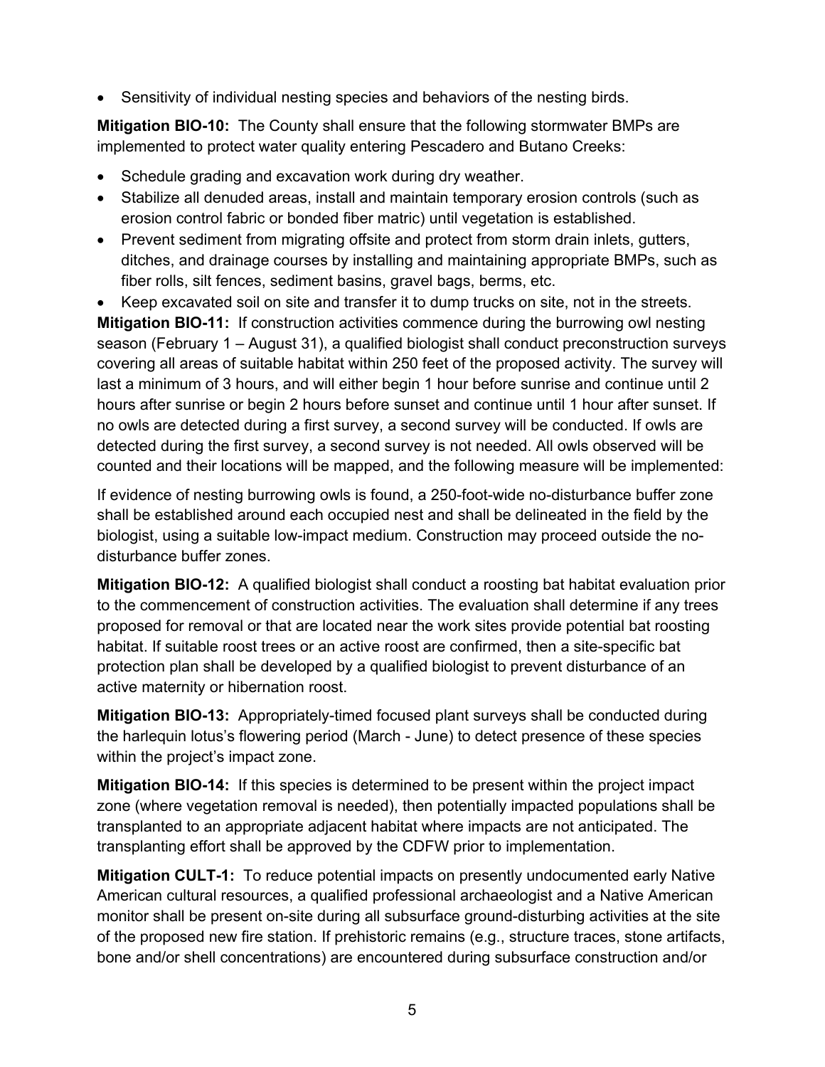- Sensitivity of individual nesting species and behaviors of the nesting birds.

**Mitigation BIO-10:** The County shall ensure that the following stormwater BMPs are implemented to protect water quality entering Pescadero and Butano Creeks:

- Schedule grading and excavation work during dry weather.
- Stabilize all denuded areas, install and maintain temporary erosion controls (such as erosion control fabric or bonded fiber matric) until vegetation is established.
- Prevent sediment from migrating offsite and protect from storm drain inlets, gutters, ditches, and drainage courses by installing and maintaining appropriate BMPs, such as fiber rolls, silt fences, sediment basins, gravel bags, berms, etc.
- Keep excavated soil on site and transfer it to dump trucks on site, not in the streets.

**Mitigation BIO-11:** If construction activities commence during the burrowing owl nesting season (February 1 – August 31), a qualified biologist shall conduct preconstruction surveys covering all areas of suitable habitat within 250 feet of the proposed activity. The survey will last a minimum of 3 hours, and will either begin 1 hour before sunrise and continue until 2 hours after sunrise or begin 2 hours before sunset and continue until 1 hour after sunset. If no owls are detected during a first survey, a second survey will be conducted. If owls are detected during the first survey, a second survey is not needed. All owls observed will be counted and their locations will be mapped, and the following measure will be implemented:

If evidence of nesting burrowing owls is found, a 250-foot-wide no-disturbance buffer zone shall be established around each occupied nest and shall be delineated in the field by the biologist, using a suitable low-impact medium. Construction may proceed outside the no-disturbance buffer zones.

**Mitigation BIO-12:** A qualified biologist shall conduct a roosting bat habitat evaluation prior to the commencement of construction activities. The evaluation shall determine if any trees proposed for removal or that are located near the work sites provide potential bat roosting habitat. If suitable roost trees or an active roost are confirmed, then a site-specific bat protection plan shall be developed by a qualified biologist to prevent disturbance of an active maternity or hibernation roost.

**Mitigation BIO-13:** Appropriately-timed focused plant surveys shall be conducted during the harlequin lotus's flowering period (March - June) to detect presence of these species within the project's impact zone.

**Mitigation BIO-14:** If this species is determined to be present within the project impact zone (where vegetation removal is needed), then potentially impacted populations shall be transplanted to an appropriate adjacent habitat where impacts are not anticipated. The transplanting effort shall be approved by the CDFW prior to implementation.

**Mitigation CULT-1:** To reduce potential impacts on presently undocumented early Native American cultural resources, a qualified professional archaeologist and a Native American monitor shall be present on-site during all subsurface ground-disturbing activities at the site of the proposed new fire station. If prehistoric remains (e.g., structure traces, stone artifacts, bone and/or shell concentrations) are encountered during subsurface construction and/or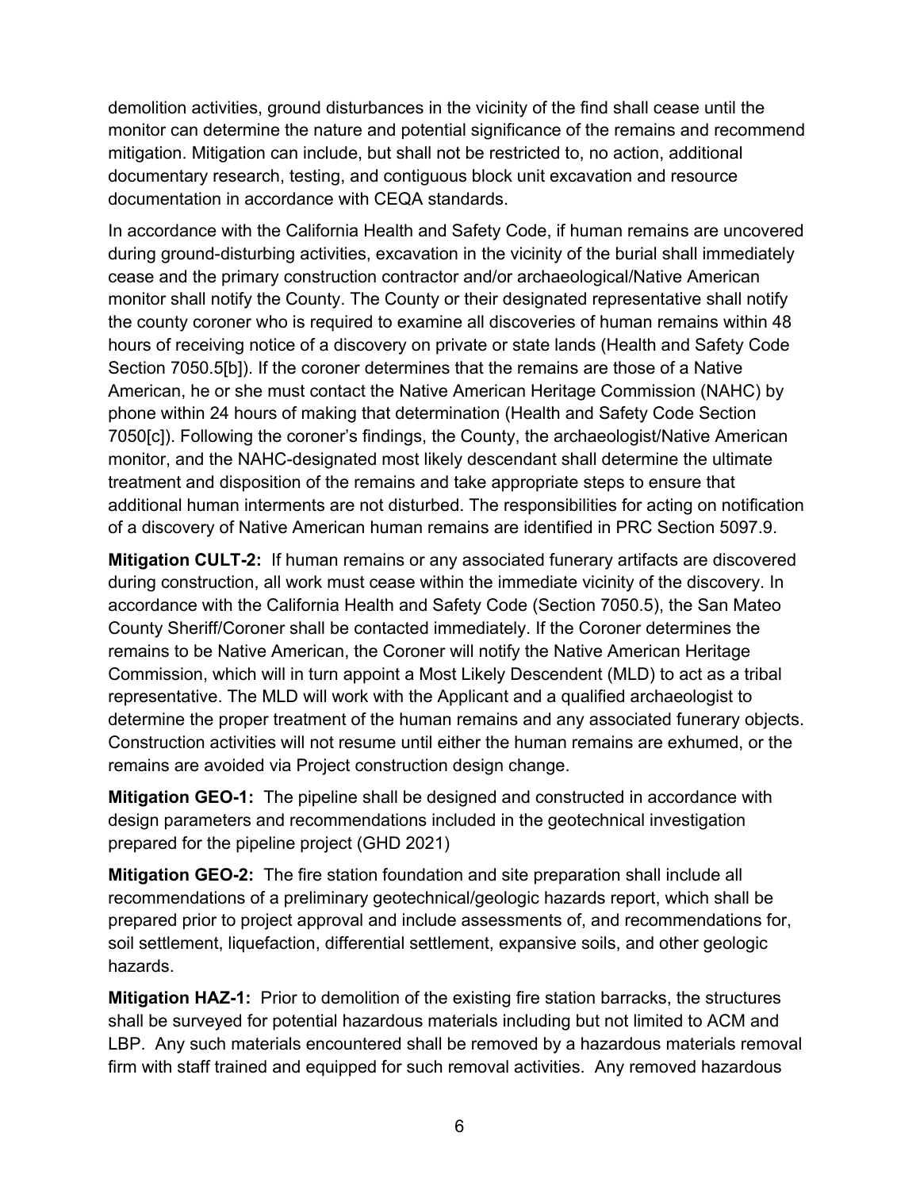demolition activities, ground disturbances in the vicinity of the find shall cease until the monitor can determine the nature and potential significance of the remains and recommend mitigation. Mitigation can include, but shall not be restricted to, no action, additional documentary research, testing, and contiguous block unit excavation and resource documentation in accordance with CEQA standards.

In accordance with the California Health and Safety Code, if human remains are uncovered during ground-disturbing activities, excavation in the vicinity of the burial shall immediately cease and the primary construction contractor and/or archaeological/Native American monitor shall notify the County. The County or their designated representative shall notify the county coroner who is required to examine all discoveries of human remains within 48 hours of receiving notice of a discovery on private or state lands (Health and Safety Code Section 7050.5[b]). If the coroner determines that the remains are those of a Native American, he or she must contact the Native American Heritage Commission (NAHC) by phone within 24 hours of making that determination (Health and Safety Code Section 7050[c]). Following the coroner's findings, the County, the archaeologist/Native American monitor, and the NAHC-designated most likely descendant shall determine the ultimate treatment and disposition of the remains and take appropriate steps to ensure that additional human interments are not disturbed. The responsibilities for acting on notification of a discovery of Native American human remains are identified in PRC Section 5097.9.

**Mitigation CULT-2:** If human remains or any associated funerary artifacts are discovered during construction, all work must cease within the immediate vicinity of the discovery. In accordance with the California Health and Safety Code (Section 7050.5), the San Mateo County Sheriff/Coroner shall be contacted immediately. If the Coroner determines the remains to be Native American, the Coroner will notify the Native American Heritage Commission, which will in turn appoint a Most Likely Descendent (MLD) to act as a tribal representative. The MLD will work with the Applicant and a qualified archaeologist to determine the proper treatment of the human remains and any associated funerary objects. Construction activities will not resume until either the human remains are exhumed, or the remains are avoided via Project construction design change.

**Mitigation GEO-1:** The pipeline shall be designed and constructed in accordance with design parameters and recommendations included in the geotechnical investigation prepared for the pipeline project (GHD 2021)

**Mitigation GEO-2:** The fire station foundation and site preparation shall include all recommendations of a preliminary geotechnical/geologic hazards report, which shall be prepared prior to project approval and include assessments of, and recommendations for, soil settlement, liquefaction, differential settlement, expansive soils, and other geologic hazards.

**Mitigation HAZ-1:** Prior to demolition of the existing fire station barracks, the structures shall be surveyed for potential hazardous materials including but not limited to ACM and LBP. Any such materials encountered shall be removed by a hazardous materials removal firm with staff trained and equipped for such removal activities. Any removed hazardous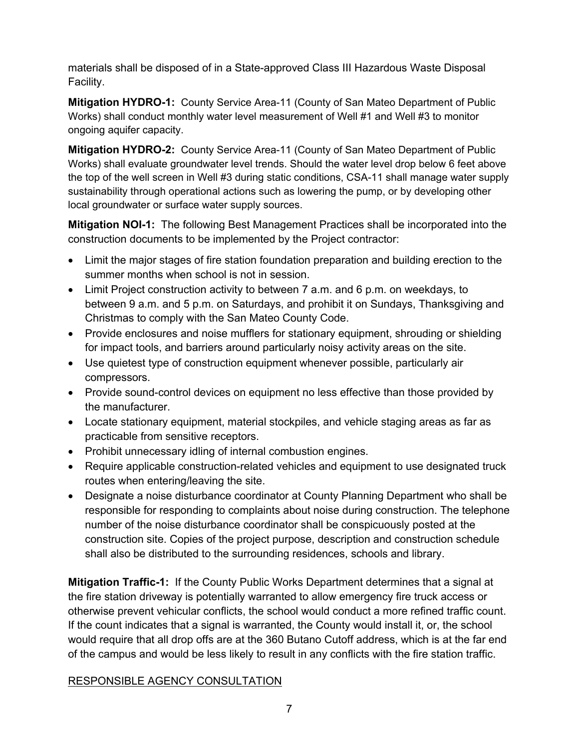materials shall be disposed of in a State-approved Class III Hazardous Waste Disposal Facility.

**Mitigation HYDRO-1:** County Service Area-11 (County of San Mateo Department of Public Works) shall conduct monthly water level measurement of Well #1 and Well #3 to monitor ongoing aquifer capacity.

**Mitigation HYDRO-2:** County Service Area-11 (County of San Mateo Department of Public Works) shall evaluate groundwater level trends. Should the water level drop below 6 feet above the top of the well screen in Well #3 during static conditions, CSA-11 shall manage water supply sustainability through operational actions such as lowering the pump, or by developing other local groundwater or surface water supply sources.

**Mitigation NOI-1:** The following Best Management Practices shall be incorporated into the construction documents to be implemented by the Project contractor:

- Limit the major stages of fire station foundation preparation and building erection to the summer months when school is not in session.
- Limit Project construction activity to between 7 a.m. and 6 p.m. on weekdays, to between 9 a.m. and 5 p.m. on Saturdays, and prohibit it on Sundays, Thanksgiving and Christmas to comply with the San Mateo County Code.
- Provide enclosures and noise mufflers for stationary equipment, shrouding or shielding for impact tools, and barriers around particularly noisy activity areas on the site.
- Use quietest type of construction equipment whenever possible, particularly air compressors.
- Provide sound-control devices on equipment no less effective than those provided by the manufacturer.
- Locate stationary equipment, material stockpiles, and vehicle staging areas as far as practicable from sensitive receptors.
- Prohibit unnecessary idling of internal combustion engines.
- Require applicable construction-related vehicles and equipment to use designated truck routes when entering/leaving the site.
- Designate a noise disturbance coordinator at County Planning Department who shall be responsible for responding to complaints about noise during construction. The telephone number of the noise disturbance coordinator shall be conspicuously posted at the construction site. Copies of the project purpose, description and construction schedule shall also be distributed to the surrounding residences, schools and library.

**Mitigation Traffic-1:** If the County Public Works Department determines that a signal at the fire station driveway is potentially warranted to allow emergency fire truck access or otherwise prevent vehicular conflicts, the school would conduct a more refined traffic count. If the count indicates that a signal is warranted, the County would install it, or, the school would require that all drop offs are at the 360 Butano Cutoff address, which is at the far end of the campus and would be less likely to result in any conflicts with the fire station traffic.

<u>RESPONSIBLE AGENCY CONSULTATION</u>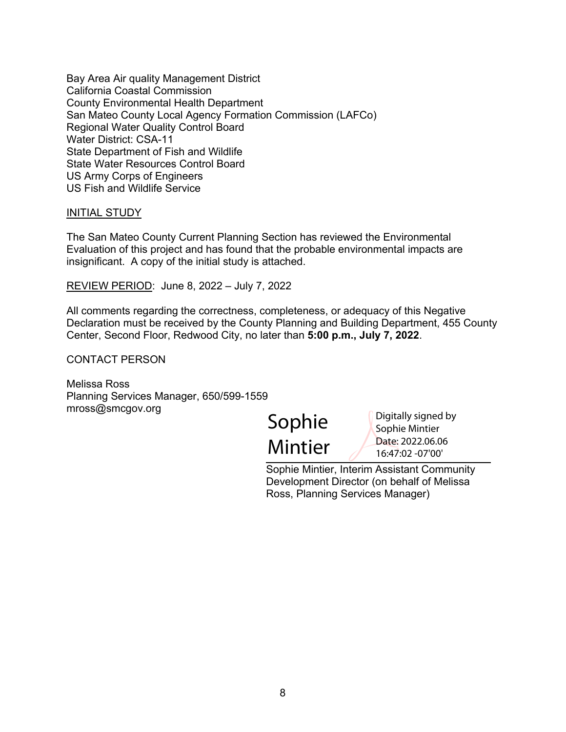Bay Area Air quality Management District
California Coastal Commission
County Environmental Health Department
San Mateo County Local Agency Formation Commission (LAFCo)
Regional Water Quality Control Board
Water District: CSA-11
State Department of Fish and Wildlife
State Water Resources Control Board
US Army Corps of Engineers
US Fish and Wildlife Service

INITIAL STUDY

The San Mateo County Current Planning Section has reviewed the Environmental Evaluation of this project and has found that the probable environmental impacts are insignificant. A copy of the initial study is attached.

REVIEW PERIOD: June 8, 2022 – July 7, 2022

All comments regarding the correctness, completeness, or adequacy of this Negative Declaration must be received by the County Planning and Building Department, 455 County Center, Second Floor, Redwood City, no later than **5:00 p.m., July 7, 2022**.

CONTACT PERSON

Melissa Ross
Planning Services Manager, 650/599-1559
mross@smcgov.org

Sophie Mintier

Digitally signed by Sophie Mintier
Date: 2022.06.06 16:47:02 -07'00'

Sophie Mintier, Interim Assistant Community Development Director (on behalf of Melissa Ross, Planning Services Manager)